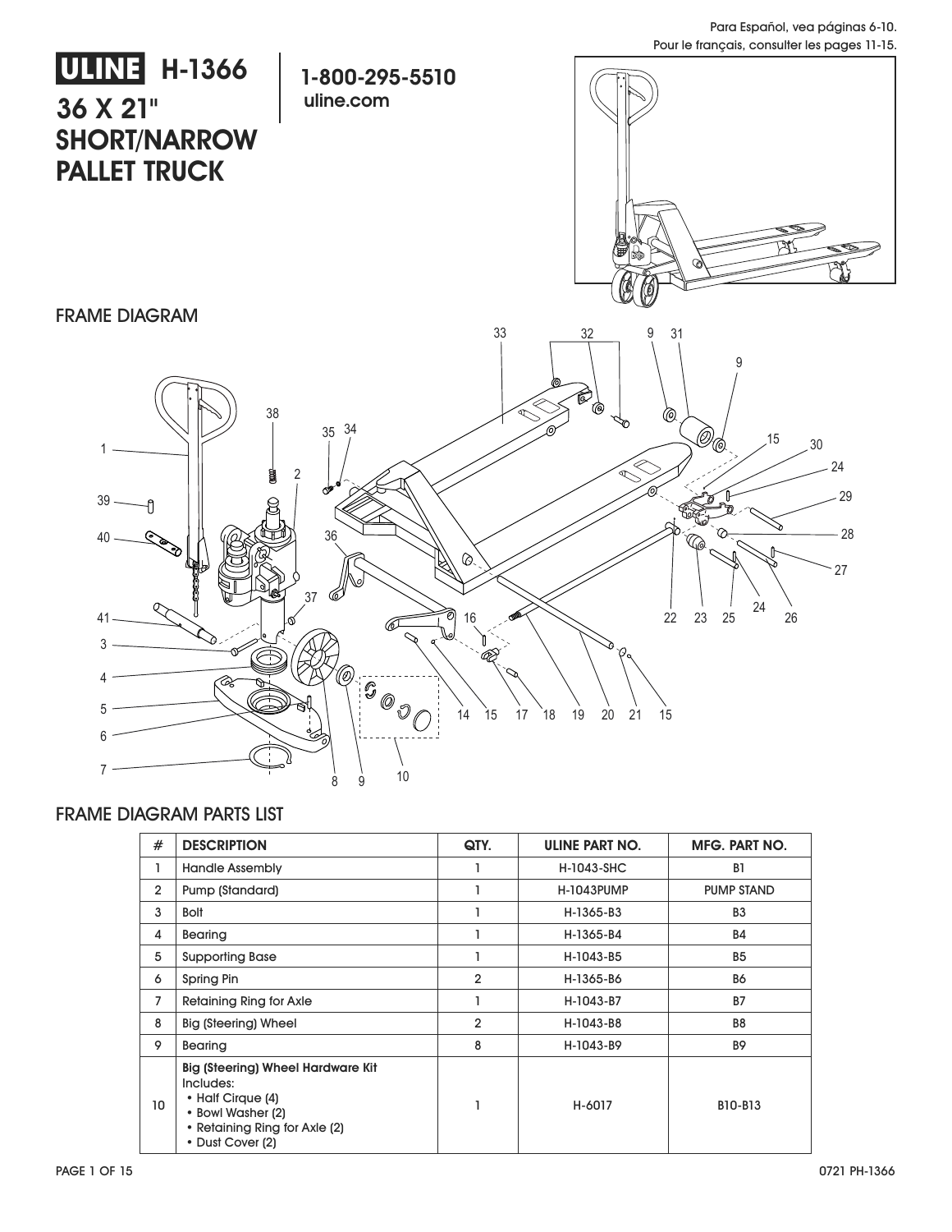Para Español, vea páginas 6-10.
Pour le français, consulter les pages 11-15.

# ULINE H-1366

# 36 X 21" SHORT/NARROW PALLET TRUCK

**1-800-295-5510**
**uline.com**

## FRAME DIAGRAM

## FRAME DIAGRAM PARTS LIST

| # | DESCRIPTION | QTY. | ULINE PART NO. | MFG. PART NO. |
|---|---|---|---|---|
| 1 | Handle Assembly | 1 | H-1043-SHC | B1 |
| 2 | Pump (Standard) | 1 | H-1043PUMP | PUMP STAND |
| 3 | Bolt | 1 | H-1365-B3 | B3 |
| 4 | Bearing | 1 | H-1365-B4 | B4 |
| 5 | Supporting Base | 1 | H-1043-B5 | B5 |
| 6 | Spring Pin | 2 | H-1365-B6 | B6 |
| 7 | Retaining Ring for Axle | 1 | H-1043-B7 | B7 |
| 8 | Big (Steering) Wheel | 2 | H-1043-B8 | B8 |
| 9 | Bearing | 8 | H-1043-B9 | B9 |
| 10 | **Big (Steering) Wheel Hardware Kit** Includes: • Half Cirque (4) • Bowl Washer (2) • Retaining Ring for Axle (2) • Dust Cover (2) | 1 | H-6017 | B10-B13 |

0721 PH-1366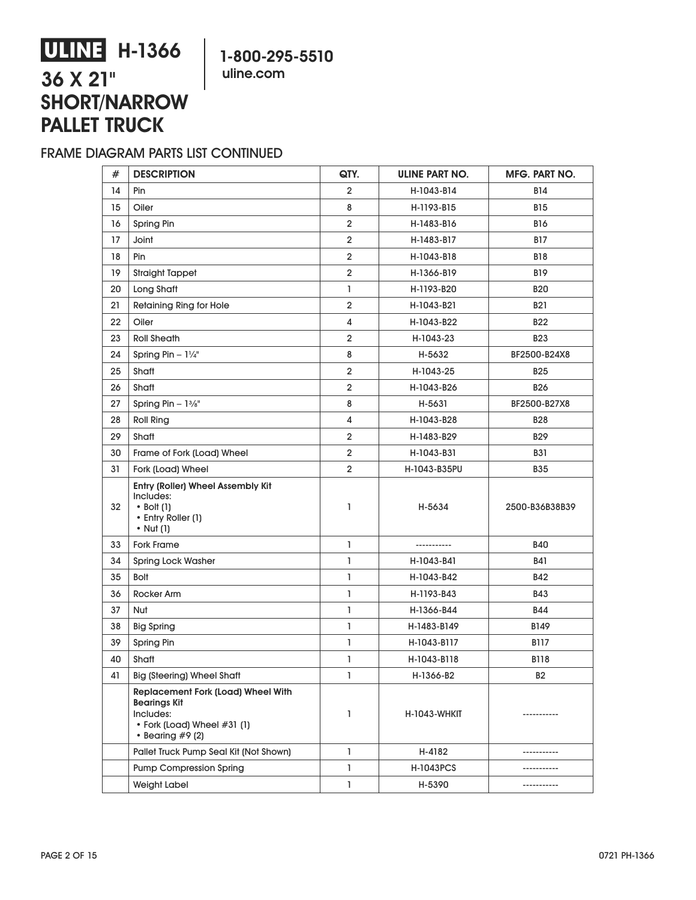# ULINE H-1366

# 36 X 21" SHORT/NARROW PALLET TRUCK

1-800-295-5510
uline.com

## FRAME DIAGRAM PARTS LIST CONTINUED

| # | DESCRIPTION | QTY. | ULINE PART NO. | MFG. PART NO. |
|---|---|---|---|---|
| 14 | Pin | 2 | H-1043-B14 | B14 |
| 15 | Oiler | 8 | H-1193-B15 | B15 |
| 16 | Spring Pin | 2 | H-1483-B16 | B16 |
| 17 | Joint | 2 | H-1483-B17 | B17 |
| 18 | Pin | 2 | H-1043-B18 | B18 |
| 19 | Straight Tappet | 2 | H-1366-B19 | B19 |
| 20 | Long Shaft | 1 | H-1193-B20 | B20 |
| 21 | Retaining Ring for Hole | 2 | H-1043-B21 | B21 |
| 22 | Oiler | 4 | H-1043-B22 | B22 |
| 23 | Roll Sheath | 2 | H-1043-23 | B23 |
| 24 | Spring Pin – 1¼" | 8 | H-5632 | BF2500-B24X8 |
| 25 | Shaft | 2 | H-1043-25 | B25 |
| 26 | Shaft | 2 | H-1043-B26 | B26 |
| 27 | Spring Pin – 1⅜" | 8 | H-5631 | BF2500-B27X8 |
| 28 | Roll Ring | 4 | H-1043-B28 | B28 |
| 29 | Shaft | 2 | H-1483-B29 | B29 |
| 30 | Frame of Fork (Load) Wheel | 2 | H-1043-B31 | B31 |
| 31 | Fork (Load) Wheel | 2 | H-1043-B35PU | B35 |
| 32 | **Entry (Roller) Wheel Assembly Kit** Includes: • Bolt (1) • Entry Roller (1) • Nut (1) | 1 | H-5634 | 2500-B36B38B39 |
| 33 | Fork Frame | 1 | ----------- | B40 |
| 34 | Spring Lock Washer | 1 | H-1043-B41 | B41 |
| 35 | Bolt | 1 | H-1043-B42 | B42 |
| 36 | Rocker Arm | 1 | H-1193-B43 | B43 |
| 37 | Nut | 1 | H-1366-B44 | B44 |
| 38 | Big Spring | 1 | H-1483-B149 | B149 |
| 39 | Spring Pin | 1 | H-1043-B117 | B117 |
| 40 | Shaft | 1 | H-1043-B118 | B118 |
| 41 | Big (Steering) Wheel Shaft | 1 | H-1366-B2 | B2 |
| | **Replacement Fork (Load) Wheel With Bearings Kit** Includes: • Fork (Load) Wheel #31 (1) • Bearing #9 (2) | 1 | H-1043-WHKIT | ----------- |
| | Pallet Truck Pump Seal Kit (Not Shown) | 1 | H-4182 | ----------- |
| | Pump Compression Spring | 1 | H-1043PCS | ----------- |
| | Weight Label | 1 | H-5390 | ----------- |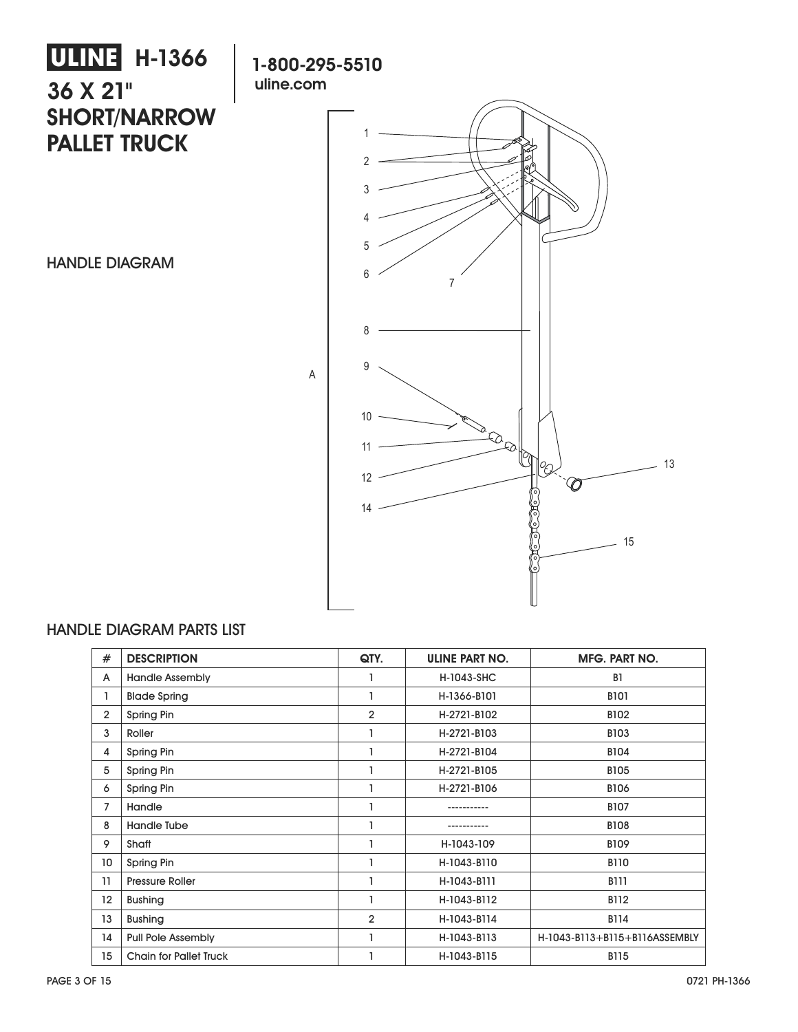# ULINE H-1366

1-800-295-5510
uline.com

## 36 X 21" SHORT/NARROW PALLET TRUCK

### HANDLE DIAGRAM

### HANDLE DIAGRAM PARTS LIST

| # | DESCRIPTION | QTY. | ULINE PART NO. | MFG. PART NO. |
|---|---|---|---|---|
| A | Handle Assembly | 1 | H-1043-SHC | B1 |
| 1 | Blade Spring | 1 | H-1366-B101 | B101 |
| 2 | Spring Pin | 2 | H-2721-B102 | B102 |
| 3 | Roller | 1 | H-2721-B103 | B103 |
| 4 | Spring Pin | 1 | H-2721-B104 | B104 |
| 5 | Spring Pin | 1 | H-2721-B105 | B105 |
| 6 | Spring Pin | 1 | H-2721-B106 | B106 |
| 7 | Handle | 1 | ----------- | B107 |
| 8 | Handle Tube | 1 | ----------- | B108 |
| 9 | Shaft | 1 | H-1043-109 | B109 |
| 10 | Spring Pin | 1 | H-1043-B110 | B110 |
| 11 | Pressure Roller | 1 | H-1043-B111 | B111 |
| 12 | Bushing | 1 | H-1043-B112 | B112 |
| 13 | Bushing | 2 | H-1043-B114 | B114 |
| 14 | Pull Pole Assembly | 1 | H-1043-B113 | H-1043-B113+B115+B116ASSEMBLY |
| 15 | Chain for Pallet Truck | 1 | H-1043-B115 | B115 |

0721 PH-1366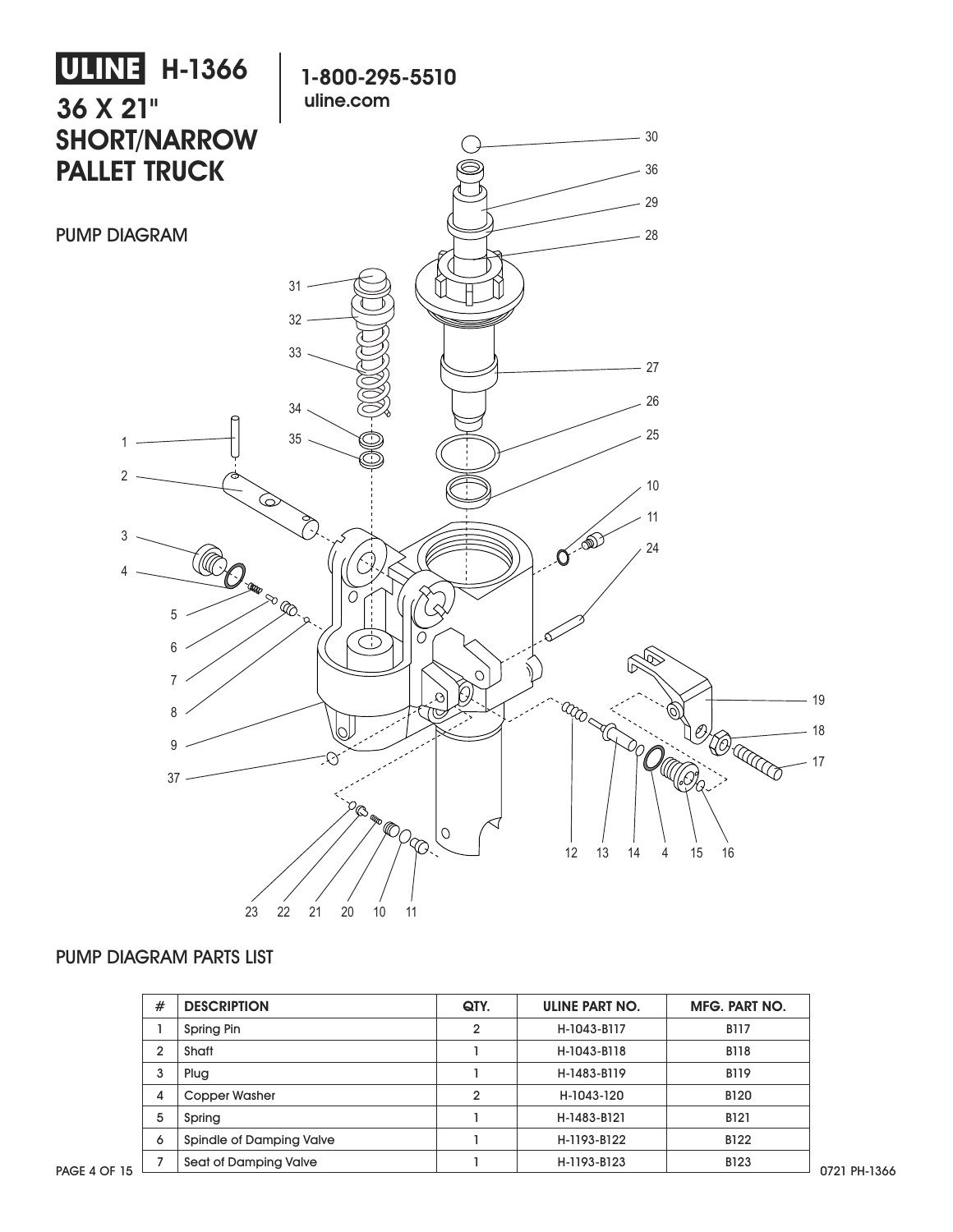# ULINE H-1366

1-800-295-5510
uline.com

## 36 X 21" SHORT/NARROW PALLET TRUCK

### PUMP DIAGRAM

### PUMP DIAGRAM PARTS LIST

| # | DESCRIPTION | QTY. | ULINE PART NO. | MFG. PART NO. |
|---|---|---|---|---|
| 1 | Spring Pin | 2 | H-1043-B117 | B117 |
| 2 | Shaft | 1 | H-1043-B118 | B118 |
| 3 | Plug | 1 | H-1483-B119 | B119 |
| 4 | Copper Washer | 2 | H-1043-120 | B120 |
| 5 | Spring | 1 | H-1483-B121 | B121 |
| 6 | Spindle of Damping Valve | 1 | H-1193-B122 | B122 |
| 7 | Seat of Damping Valve | 1 | H-1193-B123 | B123 |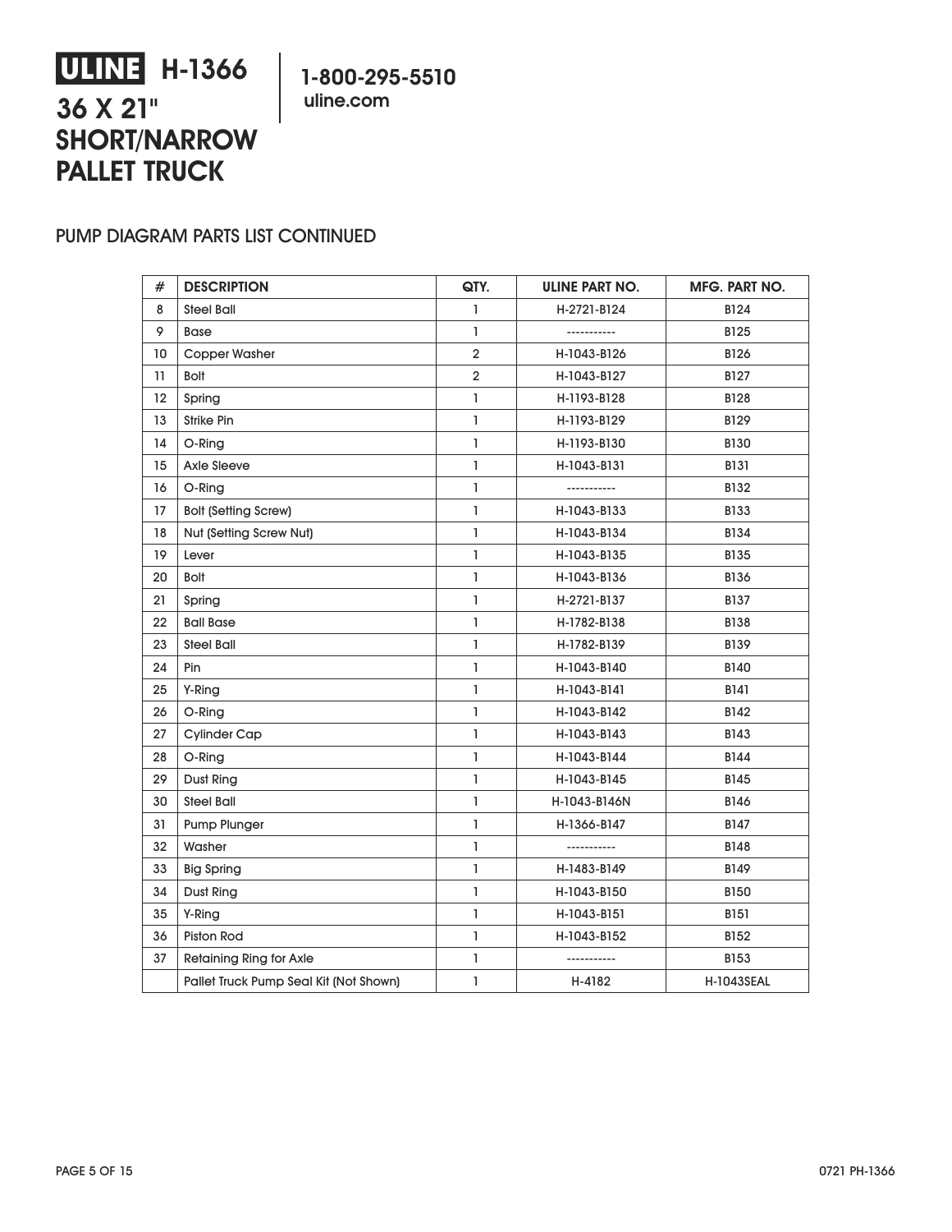# ULINE H-1366

1-800-295-5510
uline.com

# 36 X 21" SHORT/NARROW PALLET TRUCK

## PUMP DIAGRAM PARTS LIST CONTINUED

| # | DESCRIPTION | QTY. | ULINE PART NO. | MFG. PART NO. |
|---|---|---|---|---|
| 8 | Steel Ball | 1 | H-2721-B124 | B124 |
| 9 | Base | 1 | ----------- | B125 |
| 10 | Copper Washer | 2 | H-1043-B126 | B126 |
| 11 | Bolt | 2 | H-1043-B127 | B127 |
| 12 | Spring | 1 | H-1193-B128 | B128 |
| 13 | Strike Pin | 1 | H-1193-B129 | B129 |
| 14 | O-Ring | 1 | H-1193-B130 | B130 |
| 15 | Axle Sleeve | 1 | H-1043-B131 | B131 |
| 16 | O-Ring | 1 | ----------- | B132 |
| 17 | Bolt (Setting Screw) | 1 | H-1043-B133 | B133 |
| 18 | Nut (Setting Screw Nut) | 1 | H-1043-B134 | B134 |
| 19 | Lever | 1 | H-1043-B135 | B135 |
| 20 | Bolt | 1 | H-1043-B136 | B136 |
| 21 | Spring | 1 | H-2721-B137 | B137 |
| 22 | Ball Base | 1 | H-1782-B138 | B138 |
| 23 | Steel Ball | 1 | H-1782-B139 | B139 |
| 24 | Pin | 1 | H-1043-B140 | B140 |
| 25 | Y-Ring | 1 | H-1043-B141 | B141 |
| 26 | O-Ring | 1 | H-1043-B142 | B142 |
| 27 | Cylinder Cap | 1 | H-1043-B143 | B143 |
| 28 | O-Ring | 1 | H-1043-B144 | B144 |
| 29 | Dust Ring | 1 | H-1043-B145 | B145 |
| 30 | Steel Ball | 1 | H-1043-B146N | B146 |
| 31 | Pump Plunger | 1 | H-1366-B147 | B147 |
| 32 | Washer | 1 | ----------- | B148 |
| 33 | Big Spring | 1 | H-1483-B149 | B149 |
| 34 | Dust Ring | 1 | H-1043-B150 | B150 |
| 35 | Y-Ring | 1 | H-1043-B151 | B151 |
| 36 | Piston Rod | 1 | H-1043-B152 | B152 |
| 37 | Retaining Ring for Axle | 1 | ----------- | B153 |
| | Pallet Truck Pump Seal Kit (Not Shown) | 1 | H-4182 | H-1043SEAL |

0721 PH-1366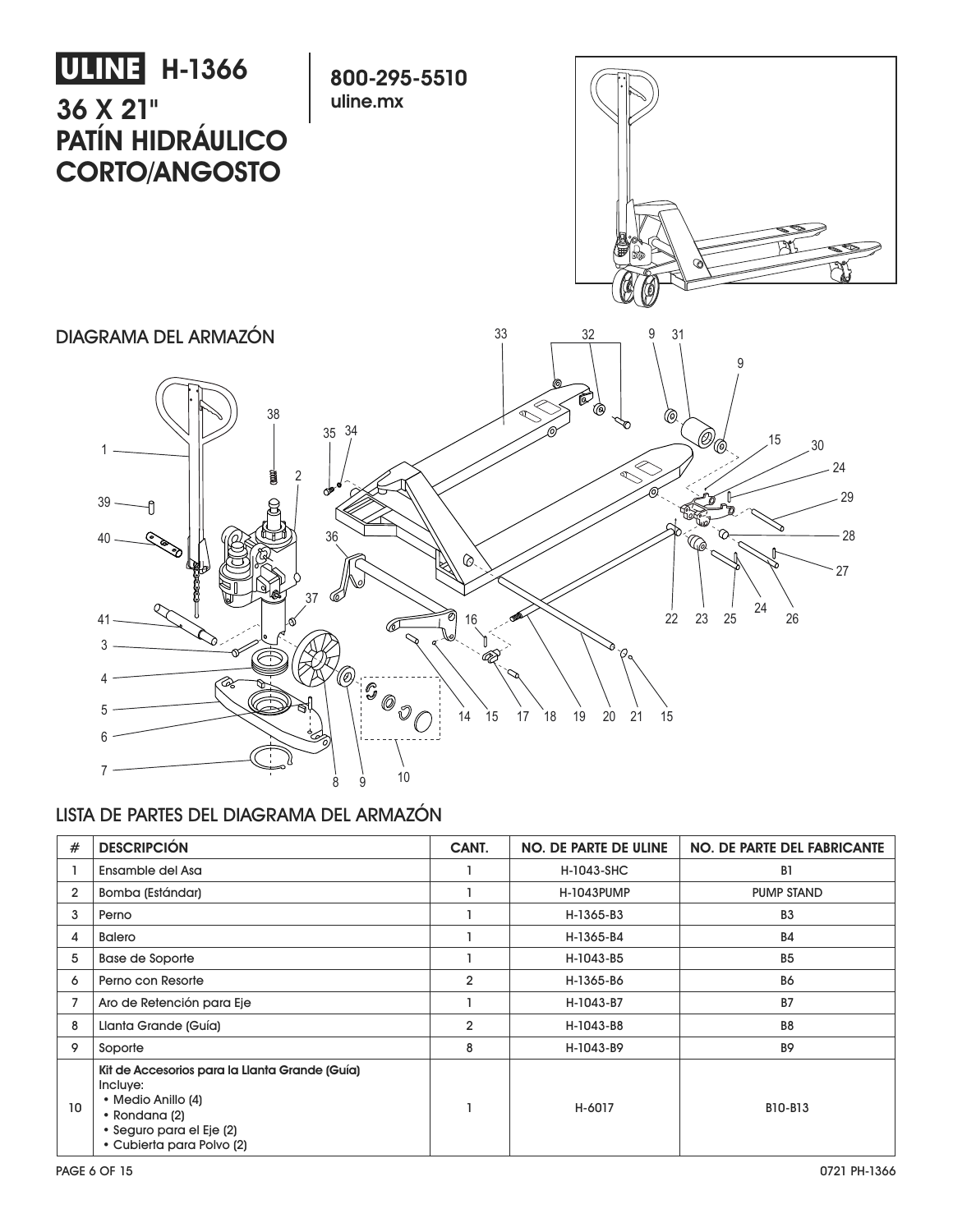# ULINE H-1366

## 36 X 21" PATÍN HIDRÁULICO CORTO/ANGOSTO

**800-295-5510**
**uline.mx**

## DIAGRAMA DEL ARMAZÓN

## LISTA DE PARTES DEL DIAGRAMA DEL ARMAZÓN

| # | DESCRIPCIÓN | CANT. | NO. DE PARTE DE ULINE | NO. DE PARTE DEL FABRICANTE |
|---|---|---|---|---|
| 1 | Ensamble del Asa | 1 | H-1043-SHC | B1 |
| 2 | Bomba (Estándar) | 1 | H-1043PUMP | PUMP STAND |
| 3 | Perno | 1 | H-1365-B3 | B3 |
| 4 | Balero | 1 | H-1365-B4 | B4 |
| 5 | Base de Soporte | 1 | H-1043-B5 | B5 |
| 6 | Perno con Resorte | 2 | H-1365-B6 | B6 |
| 7 | Aro de Retención para Eje | 1 | H-1043-B7 | B7 |
| 8 | Llanta Grande (Guía) | 2 | H-1043-B8 | B8 |
| 9 | Soporte | 8 | H-1043-B9 | B9 |
| 10 | **Kit de Accesorios para la Llanta Grande (Guía)** Incluye: • Medio Anillo (4) • Rondana (2) • Seguro para el Eje (2) • Cubierta para Polvo (2) | 1 | H-6017 | B10-B13 |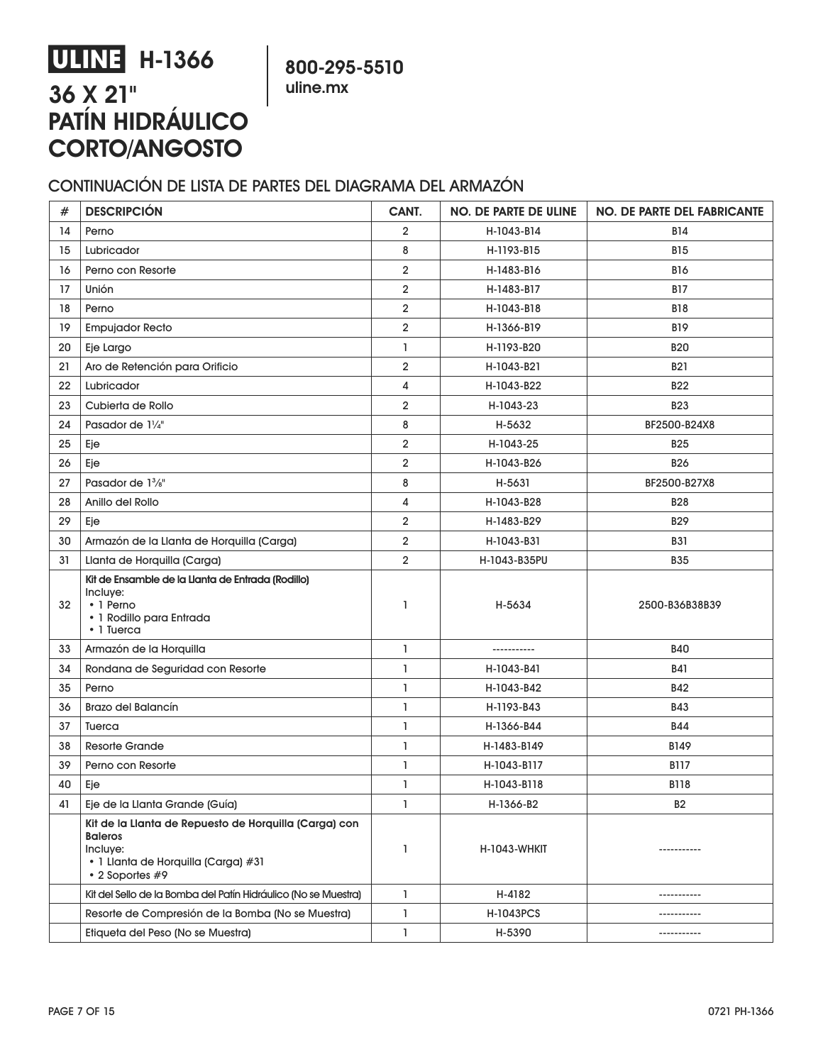# ULINE H-1366

# 36 X 21" PATÍN HIDRÁULICO CORTO/ANGOSTO

**800-295-5510**
**uline.mx**

## CONTINUACIÓN DE LISTA DE PARTES DEL DIAGRAMA DEL ARMAZÓN

| # | DESCRIPCIÓN | CANT. | NO. DE PARTE DE ULINE | NO. DE PARTE DEL FABRICANTE |
|---|---|---|---|---|
| 14 | Perno | 2 | H-1043-B14 | B14 |
| 15 | Lubricador | 8 | H-1193-B15 | B15 |
| 16 | Perno con Resorte | 2 | H-1483-B16 | B16 |
| 17 | Unión | 2 | H-1483-B17 | B17 |
| 18 | Perno | 2 | H-1043-B18 | B18 |
| 19 | Empujador Recto | 2 | H-1366-B19 | B19 |
| 20 | Eje Largo | 1 | H-1193-B20 | B20 |
| 21 | Aro de Retención para Orificio | 2 | H-1043-B21 | B21 |
| 22 | Lubricador | 4 | H-1043-B22 | B22 |
| 23 | Cubierta de Rollo | 2 | H-1043-23 | B23 |
| 24 | Pasador de 1¼" | 8 | H-5632 | BF2500-B24X8 |
| 25 | Eje | 2 | H-1043-25 | B25 |
| 26 | Eje | 2 | H-1043-B26 | B26 |
| 27 | Pasador de 1⅜" | 8 | H-5631 | BF2500-B27X8 |
| 28 | Anillo del Rollo | 4 | H-1043-B28 | B28 |
| 29 | Eje | 2 | H-1483-B29 | B29 |
| 30 | Armazón de la Llanta de Horquilla (Carga) | 2 | H-1043-B31 | B31 |
| 31 | Llanta de Horquilla (Carga) | 2 | H-1043-B35PU | B35 |
| 32 | **Kit de Ensamble de la Llanta de Entrada (Rodillo)** Incluye: • 1 Perno • 1 Rodillo para Entrada • 1 Tuerca | 1 | H-5634 | 2500-B36B38B39 |
| 33 | Armazón de la Horquilla | 1 | ----------- | B40 |
| 34 | Rondana de Seguridad con Resorte | 1 | H-1043-B41 | B41 |
| 35 | Perno | 1 | H-1043-B42 | B42 |
| 36 | Brazo del Balancín | 1 | H-1193-B43 | B43 |
| 37 | Tuerca | 1 | H-1366-B44 | B44 |
| 38 | Resorte Grande | 1 | H-1483-B149 | B149 |
| 39 | Perno con Resorte | 1 | H-1043-B117 | B117 |
| 40 | Eje | 1 | H-1043-B118 | B118 |
| 41 | Eje de la Llanta Grande (Guía) | 1 | H-1366-B2 | B2 |
| | **Kit de la Llanta de Repuesto de Horquilla (Carga) con Baleros** Incluye: • 1 Llanta de Horquilla (Carga) #31 • 2 Soportes #9 | 1 | H-1043-WHKIT | ----------- |
| | Kit del Sello de la Bomba del Patín Hidráulico (No se Muestra) | 1 | H-4182 | ----------- |
| | Resorte de Compresión de la Bomba (No se Muestra) | 1 | H-1043PCS | ----------- |
| | Etiqueta del Peso (No se Muestra) | 1 | H-5390 | ----------- |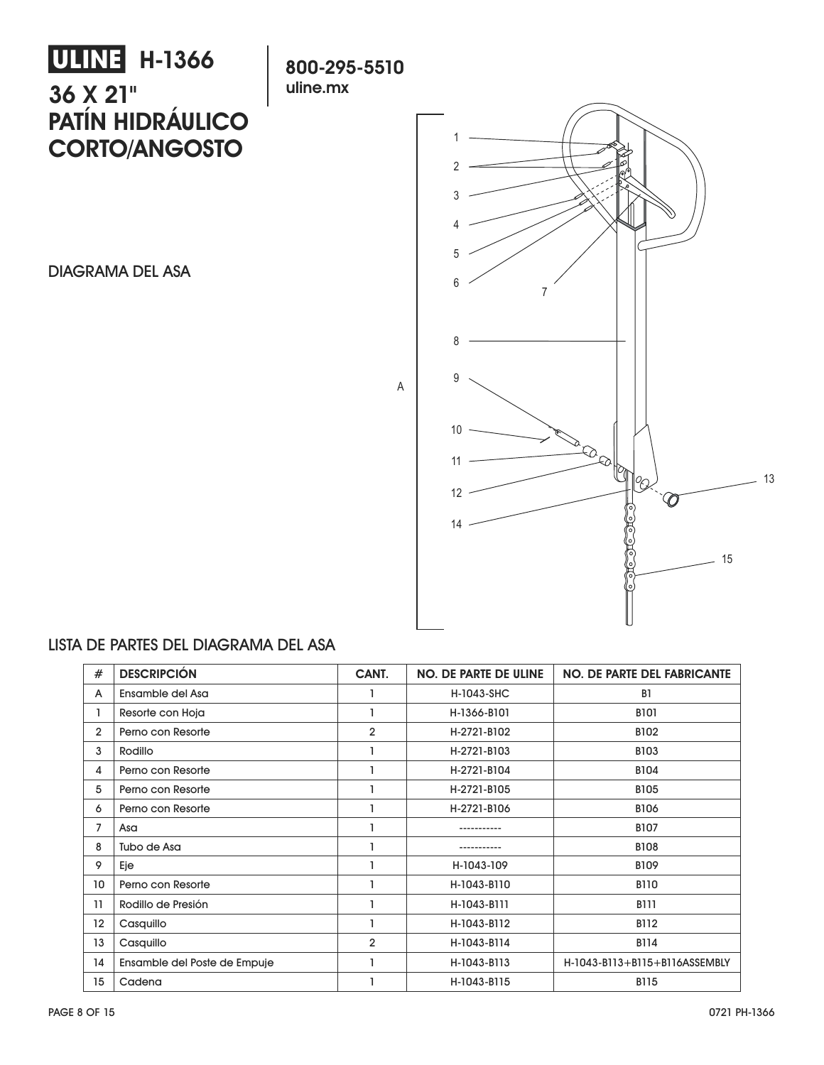# ULINE H-1366

## 36 X 21" PATÍN HIDRÁULICO CORTO/ANGOSTO

800-295-5510
uline.mx

### DIAGRAMA DEL ASA

### LISTA DE PARTES DEL DIAGRAMA DEL ASA

| # | DESCRIPCIÓN | CANT. | NO. DE PARTE DE ULINE | NO. DE PARTE DEL FABRICANTE |
|---|---|---|---|---|
| A | Ensamble del Asa | 1 | H-1043-SHC | B1 |
| 1 | Resorte con Hoja | 1 | H-1366-B101 | B101 |
| 2 | Perno con Resorte | 2 | H-2721-B102 | B102 |
| 3 | Rodillo | 1 | H-2721-B103 | B103 |
| 4 | Perno con Resorte | 1 | H-2721-B104 | B104 |
| 5 | Perno con Resorte | 1 | H-2721-B105 | B105 |
| 6 | Perno con Resorte | 1 | H-2721-B106 | B106 |
| 7 | Asa | 1 | ----------- | B107 |
| 8 | Tubo de Asa | 1 | ----------- | B108 |
| 9 | Eje | 1 | H-1043-109 | B109 |
| 10 | Perno con Resorte | 1 | H-1043-B110 | B110 |
| 11 | Rodillo de Presión | 1 | H-1043-B111 | B111 |
| 12 | Casquillo | 1 | H-1043-B112 | B112 |
| 13 | Casquillo | 2 | H-1043-B114 | B114 |
| 14 | Ensamble del Poste de Empuje | 1 | H-1043-B113 | H-1043-B113+B115+B116ASSEMBLY |
| 15 | Cadena | 1 | H-1043-B115 | B115 |

0721 PH-1366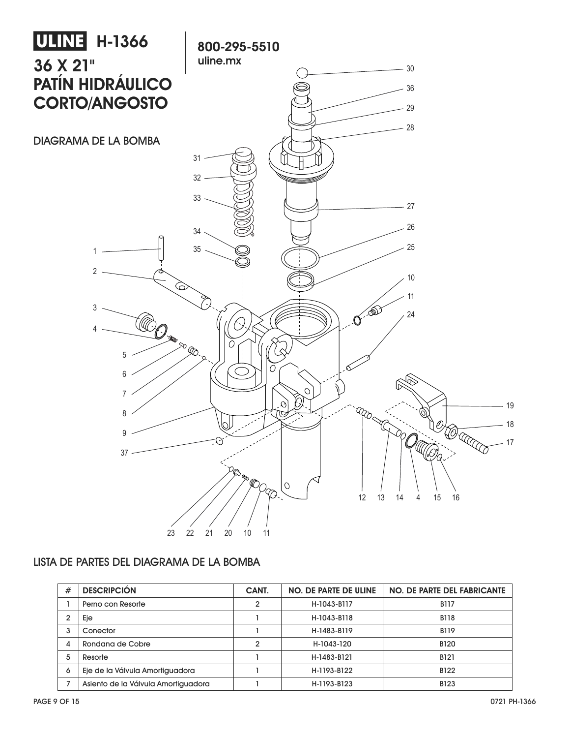**ULINE** H-1366

800-295-5510
uline.mx

# 36 X 21" PATÍN HIDRÁULICO CORTO/ANGOSTO

## DIAGRAMA DE LA BOMBA

## LISTA DE PARTES DEL DIAGRAMA DE LA BOMBA

| # | DESCRIPCIÓN | CANT. | NO. DE PARTE DE ULINE | NO. DE PARTE DEL FABRICANTE |
|---|---|---|---|---|
| 1 | Perno con Resorte | 2 | H-1043-B117 | B117 |
| 2 | Eje | 1 | H-1043-B118 | B118 |
| 3 | Conector | 1 | H-1483-B119 | B119 |
| 4 | Rondana de Cobre | 2 | H-1043-120 | B120 |
| 5 | Resorte | 1 | H-1483-B121 | B121 |
| 6 | Eje de la Válvula Amortiguadora | 1 | H-1193-B122 | B122 |
| 7 | Asiento de la Válvula Amortiguadora | 1 | H-1193-B123 | B123 |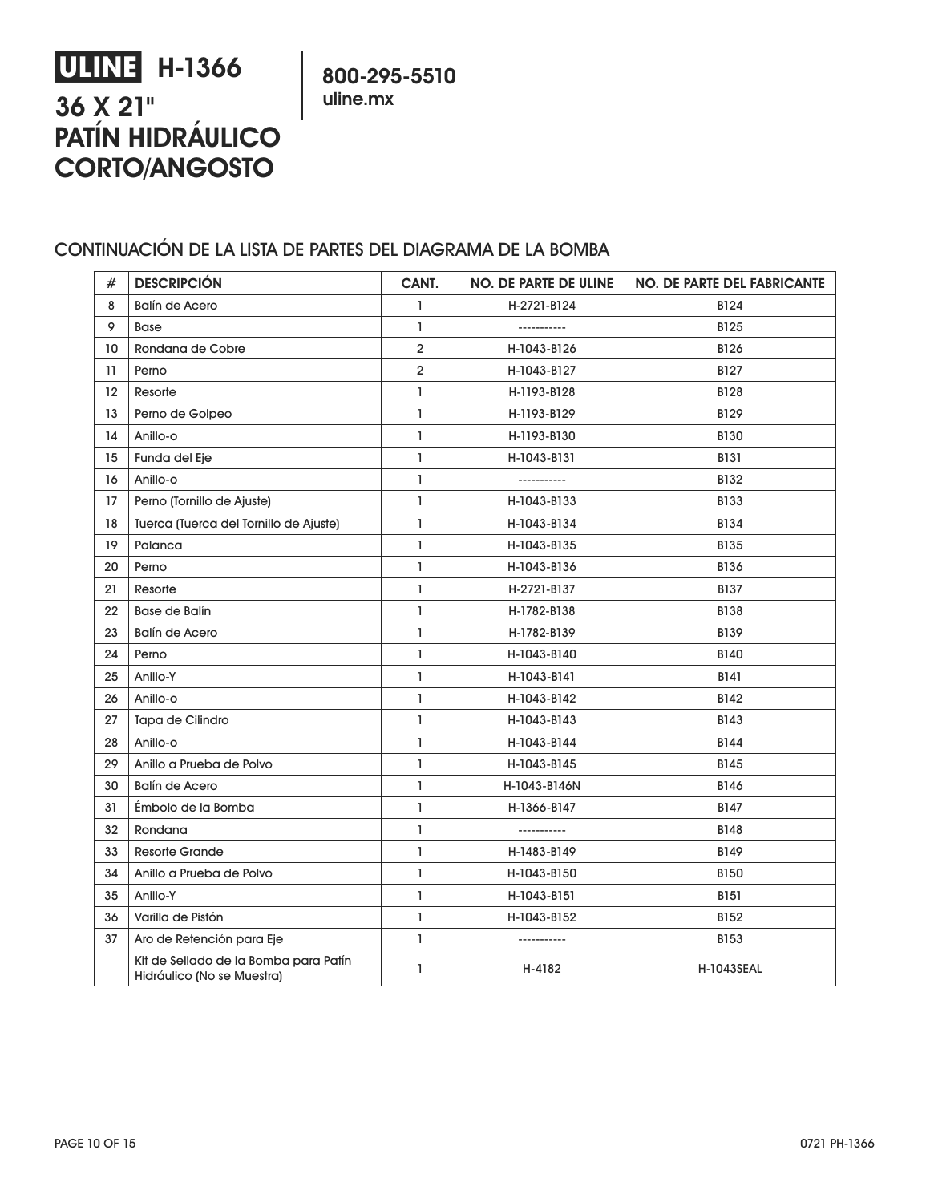# ULINE H-1366

# 36 X 21" PATÍN HIDRÁULICO CORTO/ANGOSTO

**800-295-5510**
**uline.mx**

## CONTINUACIÓN DE LA LISTA DE PARTES DEL DIAGRAMA DE LA BOMBA

| # | DESCRIPCIÓN | CANT. | NO. DE PARTE DE ULINE | NO. DE PARTE DEL FABRICANTE |
|---|---|---|---|---|
| 8 | Balín de Acero | 1 | H-2721-B124 | B124 |
| 9 | Base | 1 | ----------- | B125 |
| 10 | Rondana de Cobre | 2 | H-1043-B126 | B126 |
| 11 | Perno | 2 | H-1043-B127 | B127 |
| 12 | Resorte | 1 | H-1193-B128 | B128 |
| 13 | Perno de Golpeo | 1 | H-1193-B129 | B129 |
| 14 | Anillo-o | 1 | H-1193-B130 | B130 |
| 15 | Funda del Eje | 1 | H-1043-B131 | B131 |
| 16 | Anillo-o | 1 | ----------- | B132 |
| 17 | Perno (Tornillo de Ajuste) | 1 | H-1043-B133 | B133 |
| 18 | Tuerca (Tuerca del Tornillo de Ajuste) | 1 | H-1043-B134 | B134 |
| 19 | Palanca | 1 | H-1043-B135 | B135 |
| 20 | Perno | 1 | H-1043-B136 | B136 |
| 21 | Resorte | 1 | H-2721-B137 | B137 |
| 22 | Base de Balín | 1 | H-1782-B138 | B138 |
| 23 | Balín de Acero | 1 | H-1782-B139 | B139 |
| 24 | Perno | 1 | H-1043-B140 | B140 |
| 25 | Anillo-Y | 1 | H-1043-B141 | B141 |
| 26 | Anillo-o | 1 | H-1043-B142 | B142 |
| 27 | Tapa de Cilindro | 1 | H-1043-B143 | B143 |
| 28 | Anillo-o | 1 | H-1043-B144 | B144 |
| 29 | Anillo a Prueba de Polvo | 1 | H-1043-B145 | B145 |
| 30 | Balín de Acero | 1 | H-1043-B146N | B146 |
| 31 | Émbolo de la Bomba | 1 | H-1366-B147 | B147 |
| 32 | Rondana | 1 | ----------- | B148 |
| 33 | Resorte Grande | 1 | H-1483-B149 | B149 |
| 34 | Anillo a Prueba de Polvo | 1 | H-1043-B150 | B150 |
| 35 | Anillo-Y | 1 | H-1043-B151 | B151 |
| 36 | Varilla de Pistón | 1 | H-1043-B152 | B152 |
| 37 | Aro de Retención para Eje | 1 | ----------- | B153 |
|  | Kit de Sellado de la Bomba para Patín Hidráulico (No se Muestra) | 1 | H-4182 | H-1043SEAL |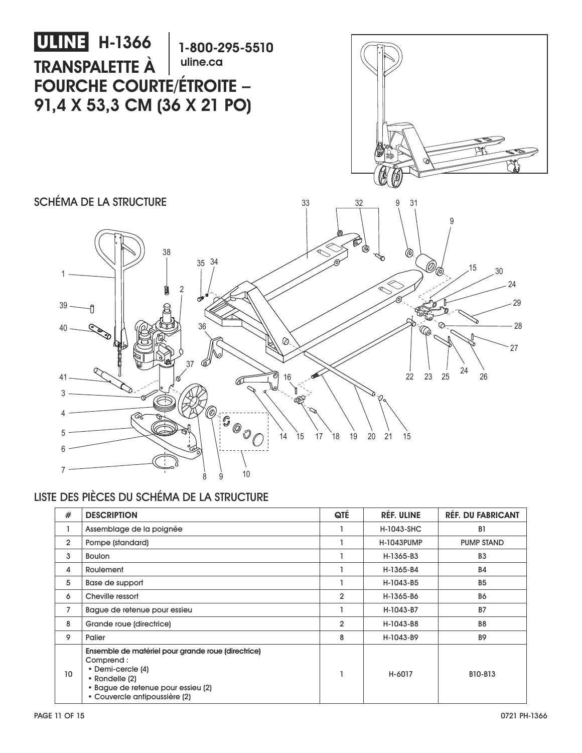# ULINE H-1366

1-800-295-5510
uline.ca

# TRANSPALETTE À FOURCHE COURTE/ÉTROITE – 91,4 X 53,3 CM (36 X 21 PO)

## SCHÉMA DE LA STRUCTURE

## LISTE DES PIÈCES DU SCHÉMA DE LA STRUCTURE

| # | DESCRIPTION | QTÉ | RÉF. ULINE | RÉF. DU FABRICANT |
|---|---|---|---|---|
| 1 | Assemblage de la poignée | 1 | H-1043-SHC | B1 |
| 2 | Pompe (standard) | 1 | H-1043PUMP | PUMP STAND |
| 3 | Boulon | 1 | H-1365-B3 | B3 |
| 4 | Roulement | 1 | H-1365-B4 | B4 |
| 5 | Base de support | 1 | H-1043-B5 | B5 |
| 6 | Cheville ressort | 2 | H-1365-B6 | B6 |
| 7 | Bague de retenue pour essieu | 1 | H-1043-B7 | B7 |
| 8 | Grande roue (directrice) | 2 | H-1043-B8 | B8 |
| 9 | Palier | 8 | H-1043-B9 | B9 |
| 10 | **Ensemble de matériel pour grande roue (directrice)**<br>Comprend :<br>• Demi-cercle (4)<br>• Rondelle (2)<br>• Bague de retenue pour essieu (2)<br>• Couvercle antipoussière (2) | 1 | H-6017 | B10-B13 |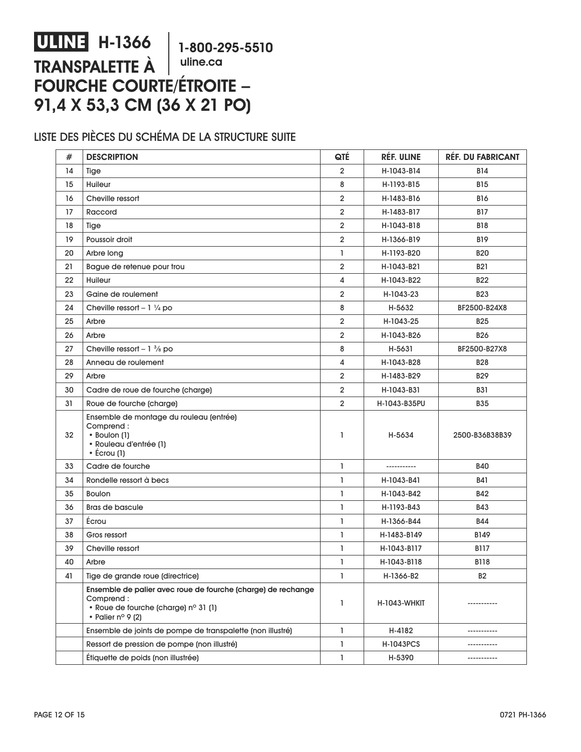# ULINE H-1366

# TRANSPALETTE À FOURCHE COURTE/ÉTROITE – 91,4 X 53,3 CM (36 X 21 PO)

1-800-295-5510
uline.ca

## LISTE DES PIÈCES DU SCHÉMA DE LA STRUCTURE SUITE

| # | DESCRIPTION | QTÉ | RÉF. ULINE | RÉF. DU FABRICANT |
|---|---|---|---|---|
| 14 | Tige | 2 | H-1043-B14 | B14 |
| 15 | Huileur | 8 | H-1193-B15 | B15 |
| 16 | Cheville ressort | 2 | H-1483-B16 | B16 |
| 17 | Raccord | 2 | H-1483-B17 | B17 |
| 18 | Tige | 2 | H-1043-B18 | B18 |
| 19 | Poussoir droit | 2 | H-1366-B19 | B19 |
| 20 | Arbre long | 1 | H-1193-B20 | B20 |
| 21 | Bague de retenue pour trou | 2 | H-1043-B21 | B21 |
| 22 | Huileur | 4 | H-1043-B22 | B22 |
| 23 | Gaine de roulement | 2 | H-1043-23 | B23 |
| 24 | Cheville ressort – 1 ¼ po | 8 | H-5632 | BF2500-B24X8 |
| 25 | Arbre | 2 | H-1043-25 | B25 |
| 26 | Arbre | 2 | H-1043-B26 | B26 |
| 27 | Cheville ressort – 1 ⅜ po | 8 | H-5631 | BF2500-B27X8 |
| 28 | Anneau de roulement | 4 | H-1043-B28 | B28 |
| 29 | Arbre | 2 | H-1483-B29 | B29 |
| 30 | Cadre de roue de fourche (charge) | 2 | H-1043-B31 | B31 |
| 31 | Roue de fourche (charge) | 2 | H-1043-B35PU | B35 |
| 32 | Ensemble de montage du rouleau (entrée)<br>Comprend :<br>• Boulon (1)<br>• Rouleau d'entrée (1)<br>• Écrou (1) | 1 | H-5634 | 2500-B36B38B39 |
| 33 | Cadre de fourche | 1 | ----------- | B40 |
| 34 | Rondelle ressort à becs | 1 | H-1043-B41 | B41 |
| 35 | Boulon | 1 | H-1043-B42 | B42 |
| 36 | Bras de bascule | 1 | H-1193-B43 | B43 |
| 37 | Écrou | 1 | H-1366-B44 | B44 |
| 38 | Gros ressort | 1 | H-1483-B149 | B149 |
| 39 | Cheville ressort | 1 | H-1043-B117 | B117 |
| 40 | Arbre | 1 | H-1043-B118 | B118 |
| 41 | Tige de grande roue (directrice) | 1 | H-1366-B2 | B2 |
| | **Ensemble de palier avec roue de fourche (charge) de rechange**<br>Comprend :<br>• Roue de fourche (charge) nº 31 (1)<br>• Palier nº 9 (2) | 1 | H-1043-WHKIT | ----------- |
| | Ensemble de joints de pompe de transpalette (non illustré) | 1 | H-4182 | ----------- |
| | Ressort de pression de pompe (non illustré) | 1 | H-1043PCS | ----------- |
| | Étiquette de poids (non illustrée) | 1 | H-5390 | ----------- |

0721 PH-1366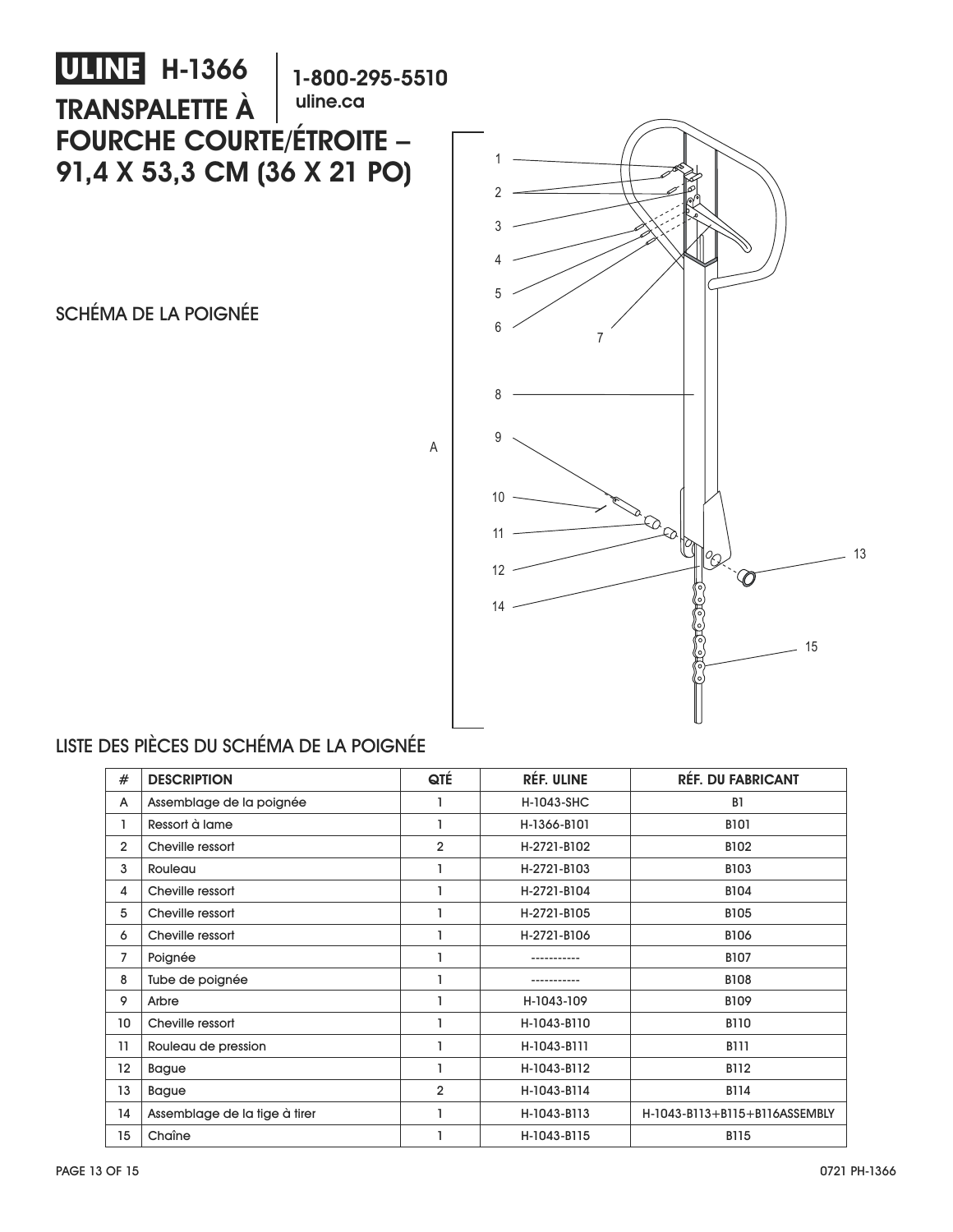# ULINE H-1366

**1-800-295-5510**
**uline.ca**

# TRANSPALETTE À FOURCHE COURTE/ÉTROITE – 91,4 X 53,3 CM (36 X 21 PO)

## SCHÉMA DE LA POIGNÉE

## LISTE DES PIÈCES DU SCHÉMA DE LA POIGNÉE

| # | DESCRIPTION | QTÉ | RÉF. ULINE | RÉF. DU FABRICANT |
|---|---|---|---|---|
| A | Assemblage de la poignée | 1 | H-1043-SHC | B1 |
| 1 | Ressort à lame | 1 | H-1366-B101 | B101 |
| 2 | Cheville ressort | 2 | H-2721-B102 | B102 |
| 3 | Rouleau | 1 | H-2721-B103 | B103 |
| 4 | Cheville ressort | 1 | H-2721-B104 | B104 |
| 5 | Cheville ressort | 1 | H-2721-B105 | B105 |
| 6 | Cheville ressort | 1 | H-2721-B106 | B106 |
| 7 | Poignée | 1 | ----------- | B107 |
| 8 | Tube de poignée | 1 | ----------- | B108 |
| 9 | Arbre | 1 | H-1043-109 | B109 |
| 10 | Cheville ressort | 1 | H-1043-B110 | B110 |
| 11 | Rouleau de pression | 1 | H-1043-B111 | B111 |
| 12 | Bague | 1 | H-1043-B112 | B112 |
| 13 | Bague | 2 | H-1043-B114 | B114 |
| 14 | Assemblage de la tige à tirer | 1 | H-1043-B113 | H-1043-B113+B115+B116ASSEMBLY |
| 15 | Chaîne | 1 | H-1043-B115 | B115 |

0721 PH-1366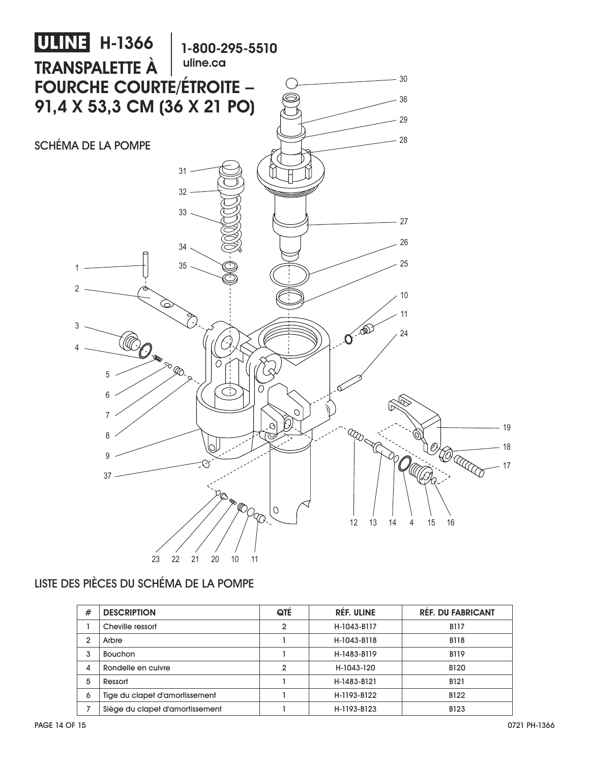**ULINE** H-1366 | 1-800-295-5510 | uline.ca

# TRANSPALETTE À FOURCHE COURTE/ÉTROITE – 91,4 X 53,3 CM (36 X 21 PO)

## SCHÉMA DE LA POMPE

## LISTE DES PIÈCES DU SCHÉMA DE LA POMPE

| # | DESCRIPTION | QTÉ | RÉF. ULINE | RÉF. DU FABRICANT |
|---|---|---|---|---|
| 1 | Cheville ressort | 2 | H-1043-B117 | B117 |
| 2 | Arbre | 1 | H-1043-B118 | B118 |
| 3 | Bouchon | 1 | H-1483-B119 | B119 |
| 4 | Rondelle en cuivre | 2 | H-1043-120 | B120 |
| 5 | Ressort | 1 | H-1483-B121 | B121 |
| 6 | Tige du clapet d'amortissement | 1 | H-1193-B122 | B122 |
| 7 | Siège du clapet d'amortissement | 1 | H-1193-B123 | B123 |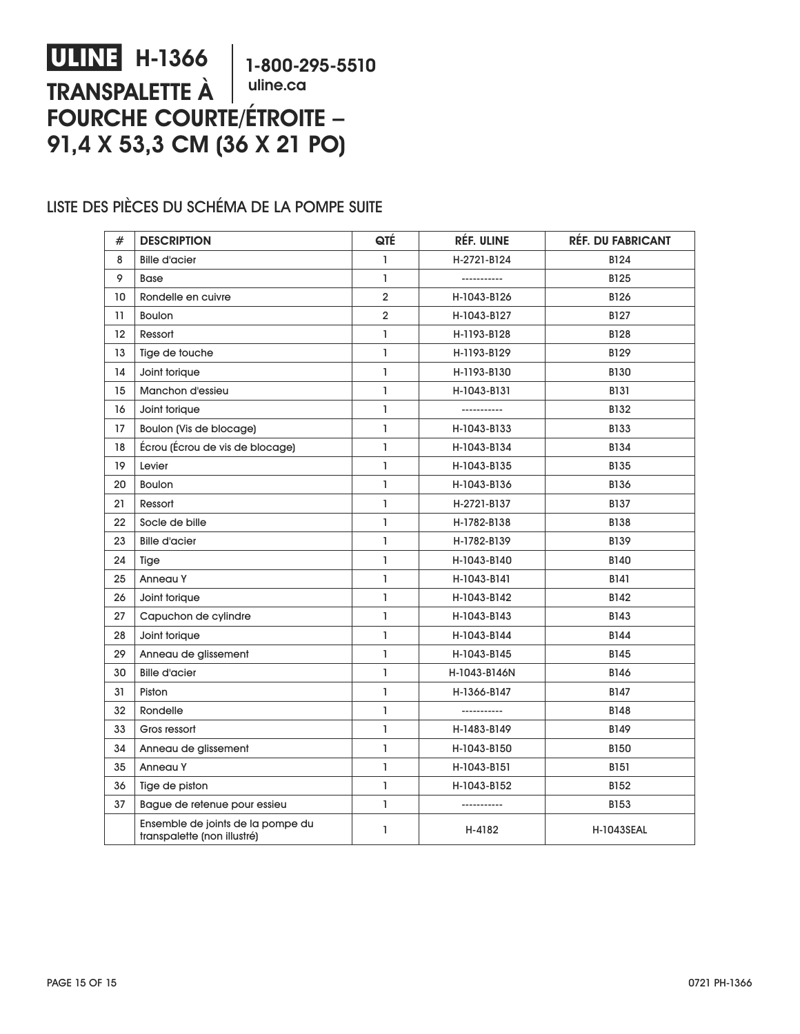**ULINE H-1366**

# TRANSPALETTE À FOURCHE COURTE/ÉTROITE – 91,4 X 53,3 CM (36 X 21 PO)

**1-800-295-5510**
**uline.ca**

## LISTE DES PIÈCES DU SCHÉMA DE LA POMPE SUITE

| # | DESCRIPTION | QTÉ | RÉF. ULINE | RÉF. DU FABRICANT |
|---|---|---|---|---|
| 8 | Bille d'acier | 1 | H-2721-B124 | B124 |
| 9 | Base | 1 | ----------- | B125 |
| 10 | Rondelle en cuivre | 2 | H-1043-B126 | B126 |
| 11 | Boulon | 2 | H-1043-B127 | B127 |
| 12 | Ressort | 1 | H-1193-B128 | B128 |
| 13 | Tige de touche | 1 | H-1193-B129 | B129 |
| 14 | Joint torique | 1 | H-1193-B130 | B130 |
| 15 | Manchon d'essieu | 1 | H-1043-B131 | B131 |
| 16 | Joint torique | 1 | ----------- | B132 |
| 17 | Boulon (Vis de blocage) | 1 | H-1043-B133 | B133 |
| 18 | Écrou (Écrou de vis de blocage) | 1 | H-1043-B134 | B134 |
| 19 | Levier | 1 | H-1043-B135 | B135 |
| 20 | Boulon | 1 | H-1043-B136 | B136 |
| 21 | Ressort | 1 | H-2721-B137 | B137 |
| 22 | Socle de bille | 1 | H-1782-B138 | B138 |
| 23 | Bille d'acier | 1 | H-1782-B139 | B139 |
| 24 | Tige | 1 | H-1043-B140 | B140 |
| 25 | Anneau Y | 1 | H-1043-B141 | B141 |
| 26 | Joint torique | 1 | H-1043-B142 | B142 |
| 27 | Capuchon de cylindre | 1 | H-1043-B143 | B143 |
| 28 | Joint torique | 1 | H-1043-B144 | B144 |
| 29 | Anneau de glissement | 1 | H-1043-B145 | B145 |
| 30 | Bille d'acier | 1 | H-1043-B146N | B146 |
| 31 | Piston | 1 | H-1366-B147 | B147 |
| 32 | Rondelle | 1 | ----------- | B148 |
| 33 | Gros ressort | 1 | H-1483-B149 | B149 |
| 34 | Anneau de glissement | 1 | H-1043-B150 | B150 |
| 35 | Anneau Y | 1 | H-1043-B151 | B151 |
| 36 | Tige de piston | 1 | H-1043-B152 | B152 |
| 37 | Bague de retenue pour essieu | 1 | ----------- | B153 |
| | Ensemble de joints de la pompe du transpalette (non illustré) | 1 | H-4182 | H-1043SEAL |

0721 PH-1366